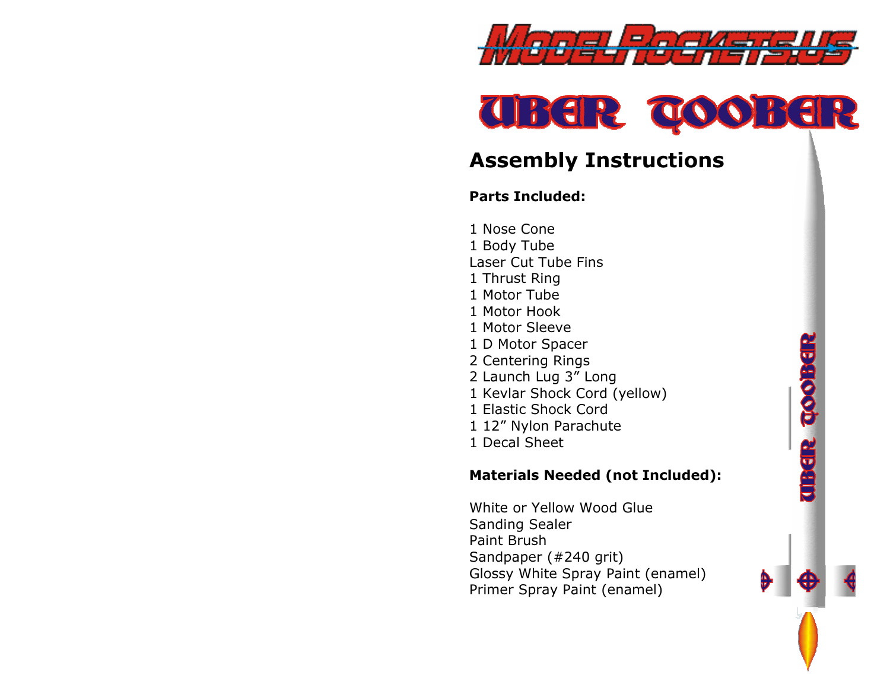# MODELROCKETS.US

# UBER TOOBER

## Assembly Instructions

**Parts Included:**

1 Nose Cone
1 Body Tube
Laser Cut Tube Fins
1 Thrust Ring
1 Motor Tube
1 Motor Hook
1 Motor Sleeve
1 D Motor Spacer
2 Centering Rings
2 Launch Lug 3" Long
1 Kevlar Shock Cord (yellow)
1 Elastic Shock Cord
1 12" Nylon Parachute
1 Decal Sheet

**Materials Needed (not Included):**

White or Yellow Wood Glue
Sanding Sealer
Paint Brush
Sandpaper (#240 grit)
Glossy White Spray Paint (enamel)
Primer Spray Paint (enamel)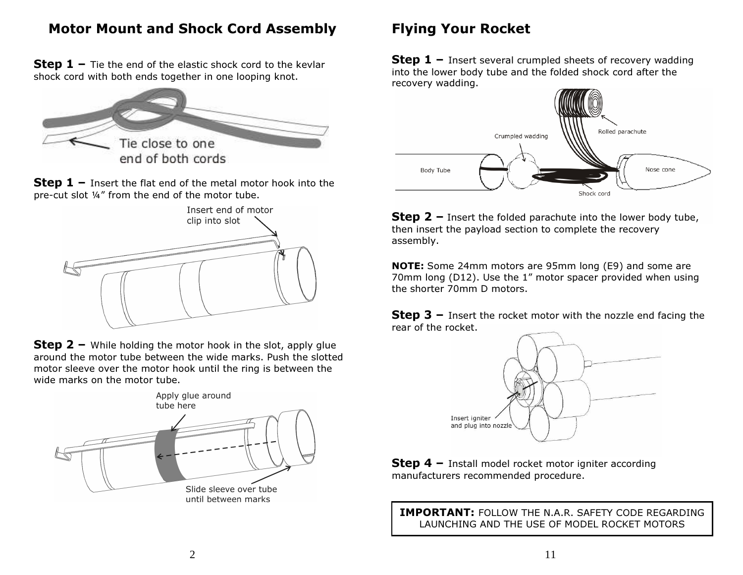## Motor Mount and Shock Cord Assembly

**Step 1 –** Tie the end of the elastic shock cord to the kevlar shock cord with both ends together in one looping knot.

Tie close to one end of both cords

**Step 1 –** Insert the flat end of the metal motor hook into the pre-cut slot ¼" from the end of the motor tube.

Insert end of motor clip into slot

**Step 2 –** While holding the motor hook in the slot, apply glue around the motor tube between the wide marks. Push the slotted motor sleeve over the motor hook until the ring is between the wide marks on the motor tube.

Apply glue around tube here

Slide sleeve over tube until between marks

## Flying Your Rocket

**Step 1 –** Insert several crumpled sheets of recovery wadding into the lower body tube and the folded shock cord after the recovery wadding.

Crumpled wadding

Rolled parachute

Body Tube

Nose cone

Shock cord

**Step 2 –** Insert the folded parachute into the lower body tube, then insert the payload section to complete the recovery assembly.

**NOTE:** Some 24mm motors are 95mm long (E9) and some are 70mm long (D12). Use the 1" motor spacer provided when using the shorter 70mm D motors.

**Step 3 –** Insert the rocket motor with the nozzle end facing the rear of the rocket.

Insert igniter and plug into nozzle

**Step 4 –** Install model rocket motor igniter according manufacturers recommended procedure.

**IMPORTANT:** FOLLOW THE N.A.R. SAFETY CODE REGARDING LAUNCHING AND THE USE OF MODEL ROCKET MOTORS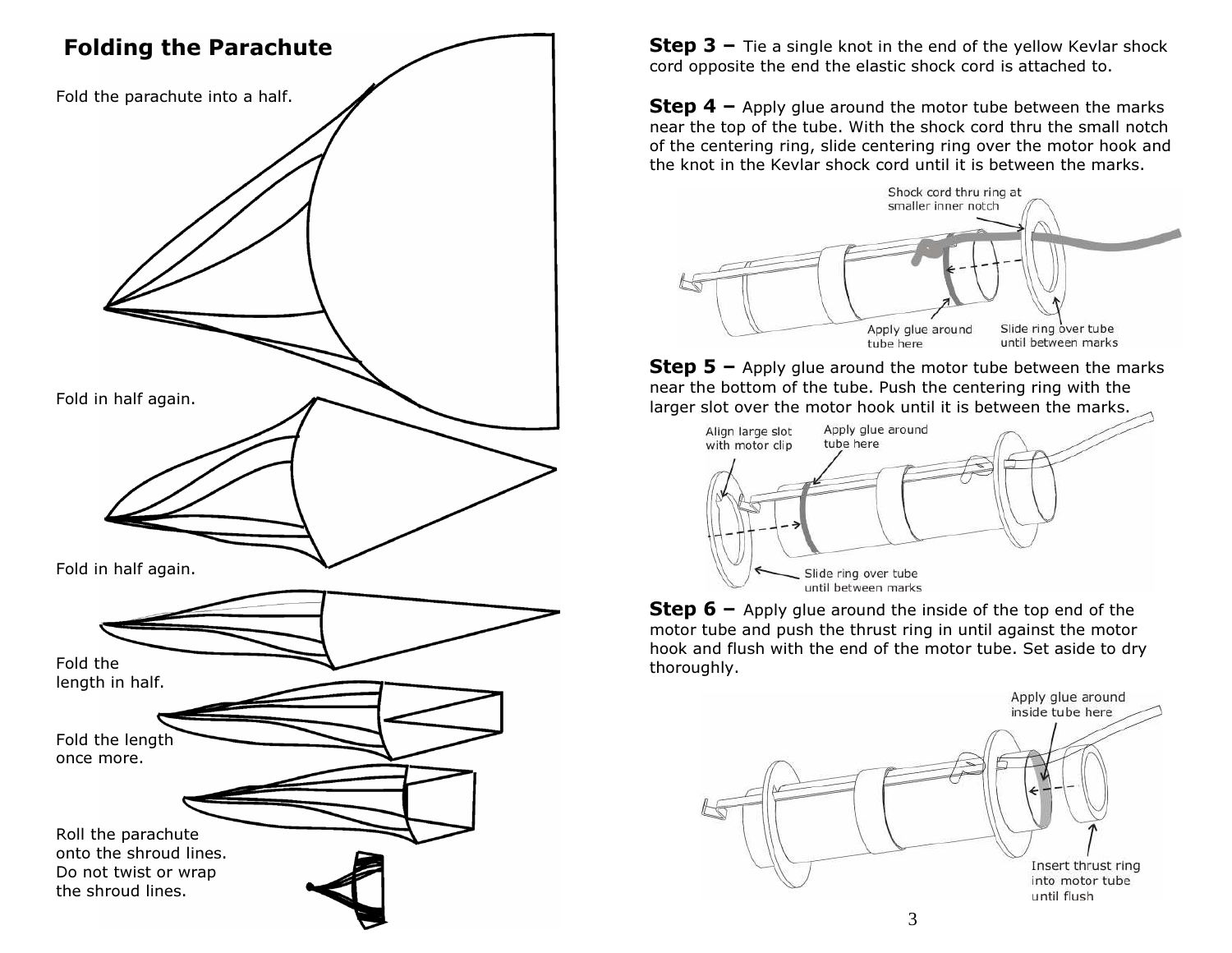## Folding the Parachute

Fold the parachute into a half.

Fold in half again.

Fold in half again.

Fold the length in half.

Fold the length once more.

Roll the parachute onto the shroud lines. Do not twist or wrap the shroud lines.

**Step 3 –** Tie a single knot in the end of the yellow Kevlar shock cord opposite the end the elastic shock cord is attached to.

**Step 4 –** Apply glue around the motor tube between the marks near the top of the tube. With the shock cord thru the small notch of the centering ring, slide centering ring over the motor hook and the knot in the Kevlar shock cord until it is between the marks.

Shock cord thru ring at smaller inner notch

Apply glue around tube here

Slide ring over tube until between marks

**Step 5 –** Apply glue around the motor tube between the marks near the bottom of the tube. Push the centering ring with the larger slot over the motor hook until it is between the marks.

Align large slot with motor clip

Apply glue around tube here

Slide ring over tube until between marks

**Step 6 –** Apply glue around the inside of the top end of the motor tube and push the thrust ring in until against the motor hook and flush with the end of the motor tube. Set aside to dry thoroughly.

Apply glue around inside tube here

Insert thrust ring into motor tube until flush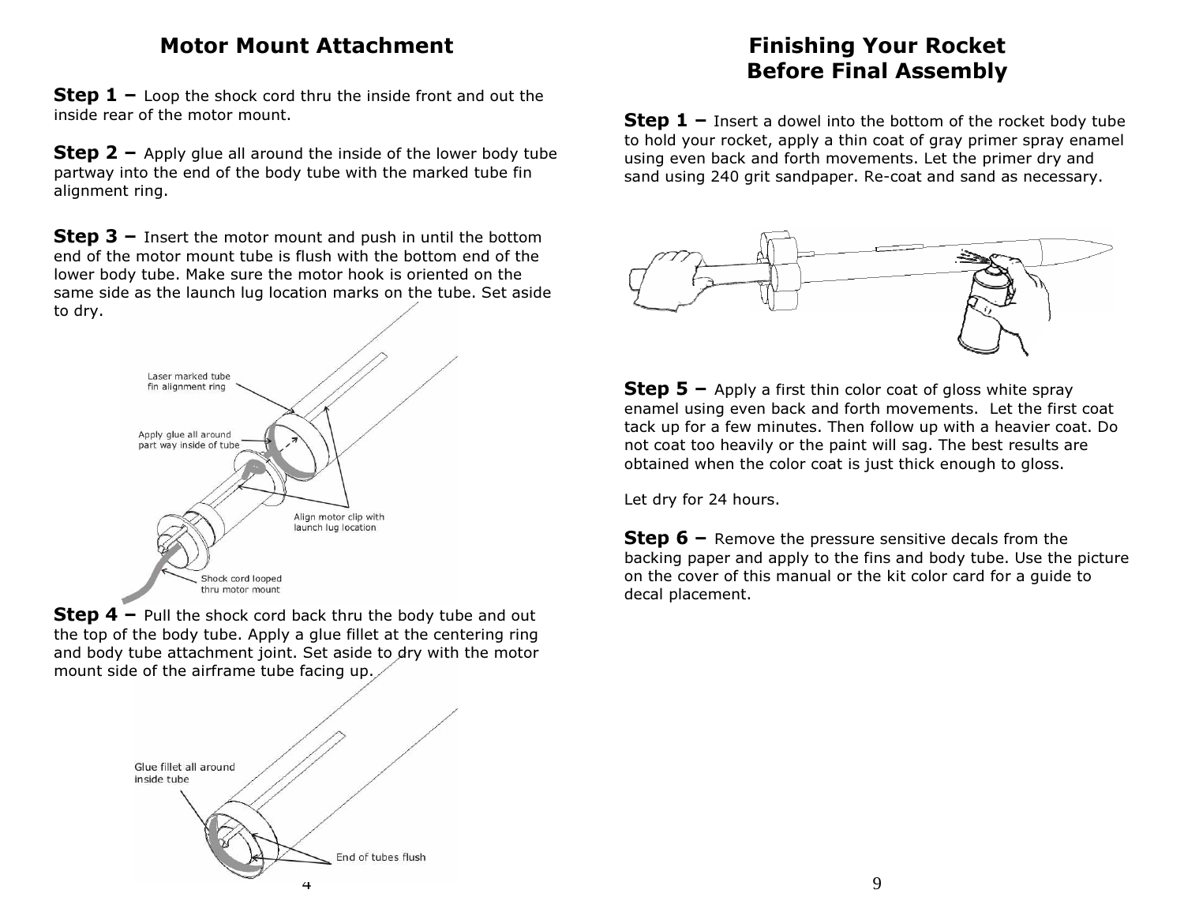## Motor Mount Attachment

**Step 1 –** Loop the shock cord thru the inside front and out the inside rear of the motor mount.

**Step 2 –** Apply glue all around the inside of the lower body tube partway into the end of the body tube with the marked tube fin alignment ring.

**Step 3 –** Insert the motor mount and push in until the bottom end of the motor mount tube is flush with the bottom end of the lower body tube. Make sure the motor hook is oriented on the same side as the launch lug location marks on the tube. Set aside to dry.

Laser marked tube fin alignment ring

Apply glue all around part way inside of tube

Align motor clip with launch lug location

Shock cord looped thru motor mount

**Step 4 –** Pull the shock cord back thru the body tube and out the top of the body tube. Apply a glue fillet at the centering ring and body tube attachment joint. Set aside to dry with the motor mount side of the airframe tube facing up.

Glue fillet all around inside tube

End of tubes flush

## Finishing Your Rocket Before Final Assembly

**Step 1 –** Insert a dowel into the bottom of the rocket body tube to hold your rocket, apply a thin coat of gray primer spray enamel using even back and forth movements. Let the primer dry and sand using 240 grit sandpaper. Re-coat and sand as necessary.

**Step 5 –** Apply a first thin color coat of gloss white spray enamel using even back and forth movements. Let the first coat tack up for a few minutes. Then follow up with a heavier coat. Do not coat too heavily or the paint will sag. The best results are obtained when the color coat is just thick enough to gloss.

Let dry for 24 hours.

**Step 6 –** Remove the pressure sensitive decals from the backing paper and apply to the fins and body tube. Use the picture on the cover of this manual or the kit color card for a guide to decal placement.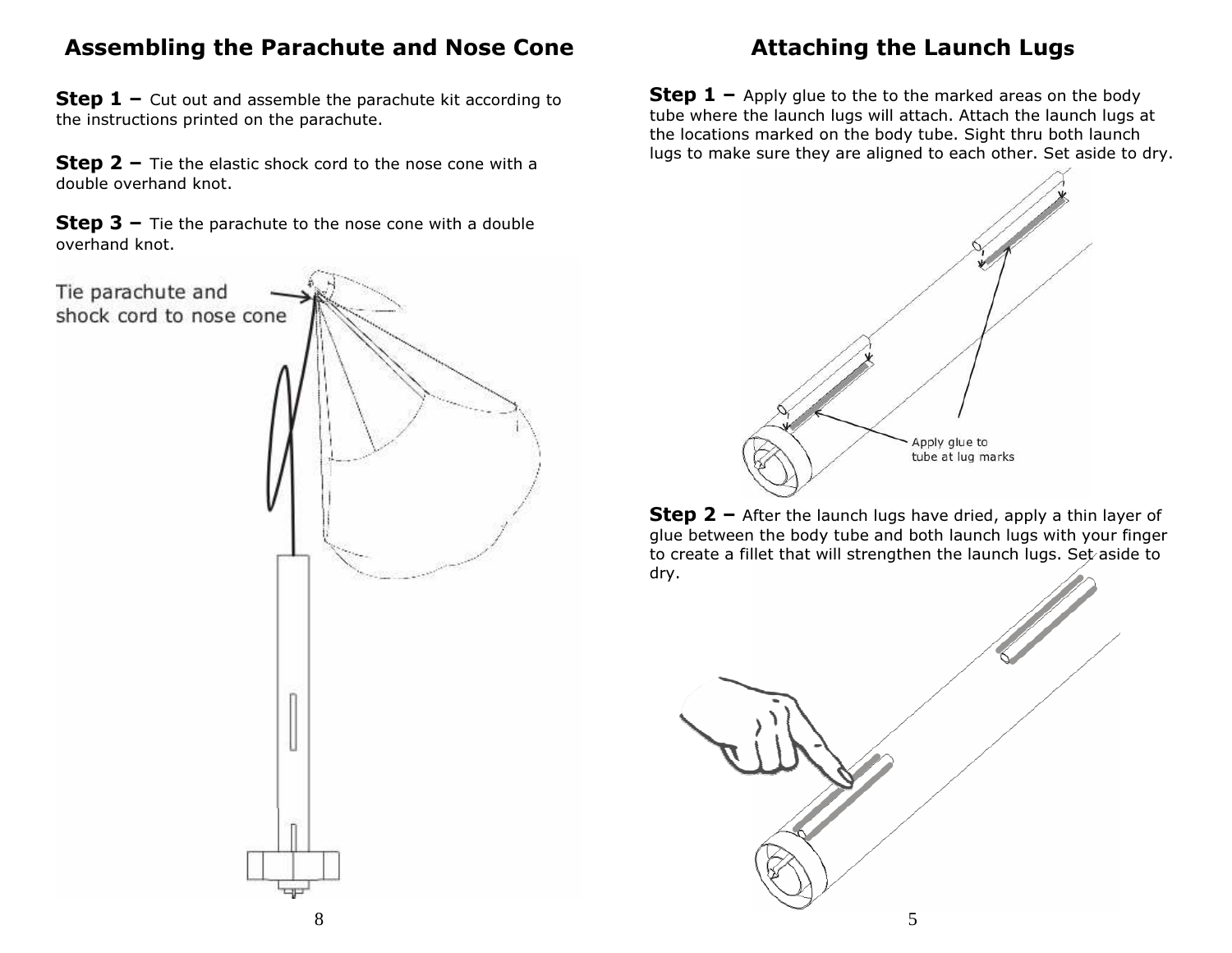## Assembling the Parachute and Nose Cone

**Step 1 –** Cut out and assemble the parachute kit according to the instructions printed on the parachute.

**Step 2 –** Tie the elastic shock cord to the nose cone with a double overhand knot.

**Step 3 –** Tie the parachute to the nose cone with a double overhand knot.

Tie parachute and shock cord to nose cone

## Attaching the Launch Lugs

**Step 1 –** Apply glue to the to the marked areas on the body tube where the launch lugs will attach. Attach the launch lugs at the locations marked on the body tube. Sight thru both launch lugs to make sure they are aligned to each other. Set aside to dry.

Apply glue to tube at lug marks

**Step 2 –** After the launch lugs have dried, apply a thin layer of glue between the body tube and both launch lugs with your finger to create a fillet that will strengthen the launch lugs. Set aside to dry.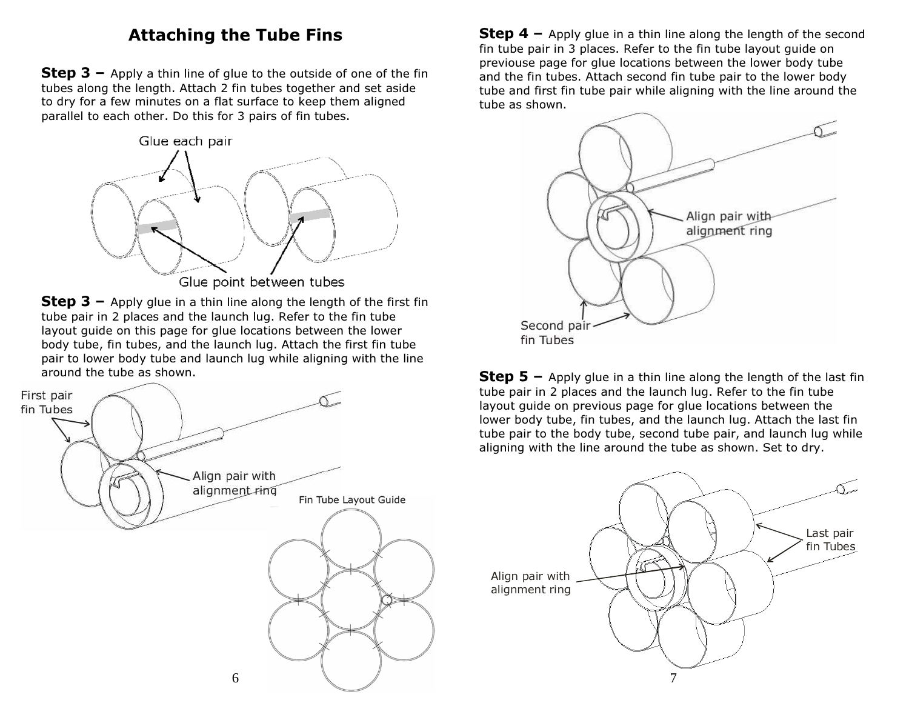## Attaching the Tube Fins

**Step 3 –** Apply a thin line of glue to the outside of one of the fin tubes along the length. Attach 2 fin tubes together and set aside to dry for a few minutes on a flat surface to keep them aligned parallel to each other. Do this for 3 pairs of fin tubes.

Glue each pair

Glue point between tubes

**Step 3 –** Apply glue in a thin line along the length of the first fin tube pair in 2 places and the launch lug. Refer to the fin tube layout guide on this page for glue locations between the lower body tube, fin tubes, and the launch lug. Attach the first fin tube pair to lower body tube and launch lug while aligning with the line around the tube as shown.

First pair fin Tubes

Align pair with alignment ring

Fin Tube Layout Guide

**Step 4 –** Apply glue in a thin line along the length of the second fin tube pair in 3 places. Refer to the fin tube layout guide on previouse page for glue locations between the lower body tube and the fin tubes. Attach second fin tube pair to the lower body tube and first fin tube pair while aligning with the line around the tube as shown.

Align pair with alignment ring

Second pair fin Tubes

**Step 5 –** Apply glue in a thin line along the length of the last fin tube pair in 2 places and the launch lug. Refer to the fin tube layout guide on previous page for glue locations between the lower body tube, fin tubes, and the launch lug. Attach the last fin tube pair to the body tube, second tube pair, and launch lug while aligning with the line around the tube as shown. Set to dry.

Last pair fin Tubes

Align pair with alignment ring